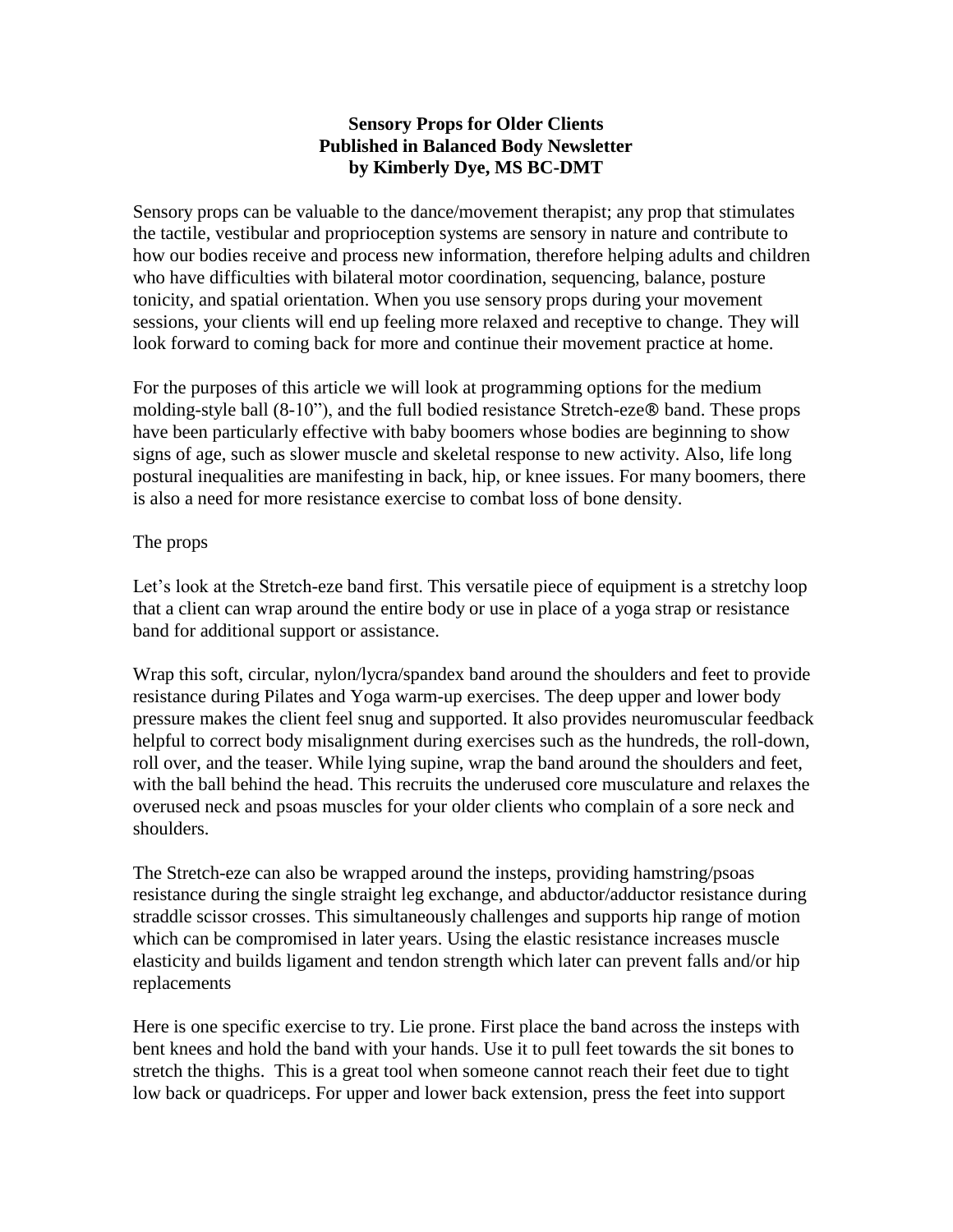# Sensory Props for Older Clients
## Published in Balanced Body Newsletter
## by Kimberly Dye, MS BC-DMT

Sensory props can be valuable to the dance/movement therapist; any prop that stimulates the tactile, vestibular and proprioception systems are sensory in nature and contribute to how our bodies receive and process new information, therefore helping adults and children who have difficulties with bilateral motor coordination, sequencing, balance, posture tonicity, and spatial orientation. When you use sensory props during your movement sessions, your clients will end up feeling more relaxed and receptive to change. They will look forward to coming back for more and continue their movement practice at home.

For the purposes of this article we will look at programming options for the medium molding-style ball (8-10"), and the full bodied resistance Stretch-eze® band. These props have been particularly effective with baby boomers whose bodies are beginning to show signs of age, such as slower muscle and skeletal response to new activity. Also, life long postural inequalities are manifesting in back, hip, or knee issues. For many boomers, there is also a need for more resistance exercise to combat loss of bone density.

The props

Let's look at the Stretch-eze band first. This versatile piece of equipment is a stretchy loop that a client can wrap around the entire body or use in place of a yoga strap or resistance band for additional support or assistance.

Wrap this soft, circular, nylon/lycra/spandex band around the shoulders and feet to provide resistance during Pilates and Yoga warm-up exercises. The deep upper and lower body pressure makes the client feel snug and supported. It also provides neuromuscular feedback helpful to correct body misalignment during exercises such as the hundreds, the roll-down, roll over, and the teaser. While lying supine, wrap the band around the shoulders and feet, with the ball behind the head. This recruits the underused core musculature and relaxes the overused neck and psoas muscles for your older clients who complain of a sore neck and shoulders.

The Stretch-eze can also be wrapped around the insteps, providing hamstring/psoas resistance during the single straight leg exchange, and abductor/adductor resistance during straddle scissor crosses. This simultaneously challenges and supports hip range of motion which can be compromised in later years. Using the elastic resistance increases muscle elasticity and builds ligament and tendon strength which later can prevent falls and/or hip replacements

Here is one specific exercise to try. Lie prone. First place the band across the insteps with bent knees and hold the band with your hands. Use it to pull feet towards the sit bones to stretch the thighs. This is a great tool when someone cannot reach their feet due to tight low back or quadriceps. For upper and lower back extension, press the feet into support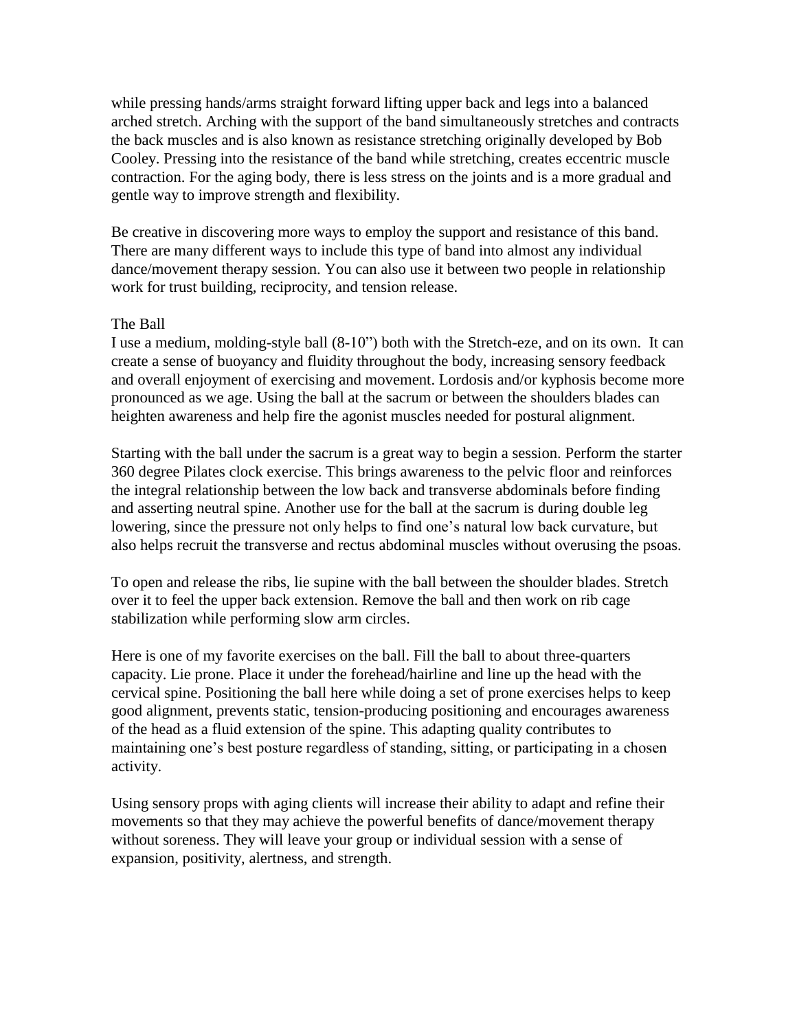while pressing hands/arms straight forward lifting upper back and legs into a balanced arched stretch. Arching with the support of the band simultaneously stretches and contracts the back muscles and is also known as resistance stretching originally developed by Bob Cooley. Pressing into the resistance of the band while stretching, creates eccentric muscle contraction. For the aging body, there is less stress on the joints and is a more gradual and gentle way to improve strength and flexibility.

Be creative in discovering more ways to employ the support and resistance of this band. There are many different ways to include this type of band into almost any individual dance/movement therapy session. You can also use it between two people in relationship work for trust building, reciprocity, and tension release.

## The Ball

I use a medium, molding-style ball (8-10") both with the Stretch-eze, and on its own. It can create a sense of buoyancy and fluidity throughout the body, increasing sensory feedback and overall enjoyment of exercising and movement. Lordosis and/or kyphosis become more pronounced as we age. Using the ball at the sacrum or between the shoulders blades can heighten awareness and help fire the agonist muscles needed for postural alignment.

Starting with the ball under the sacrum is a great way to begin a session. Perform the starter 360 degree Pilates clock exercise. This brings awareness to the pelvic floor and reinforces the integral relationship between the low back and transverse abdominals before finding and asserting neutral spine. Another use for the ball at the sacrum is during double leg lowering, since the pressure not only helps to find one's natural low back curvature, but also helps recruit the transverse and rectus abdominal muscles without overusing the psoas.

To open and release the ribs, lie supine with the ball between the shoulder blades. Stretch over it to feel the upper back extension. Remove the ball and then work on rib cage stabilization while performing slow arm circles.

Here is one of my favorite exercises on the ball. Fill the ball to about three-quarters capacity. Lie prone. Place it under the forehead/hairline and line up the head with the cervical spine. Positioning the ball here while doing a set of prone exercises helps to keep good alignment, prevents static, tension-producing positioning and encourages awareness of the head as a fluid extension of the spine. This adapting quality contributes to maintaining one's best posture regardless of standing, sitting, or participating in a chosen activity.

Using sensory props with aging clients will increase their ability to adapt and refine their movements so that they may achieve the powerful benefits of dance/movement therapy without soreness. They will leave your group or individual session with a sense of expansion, positivity, alertness, and strength.